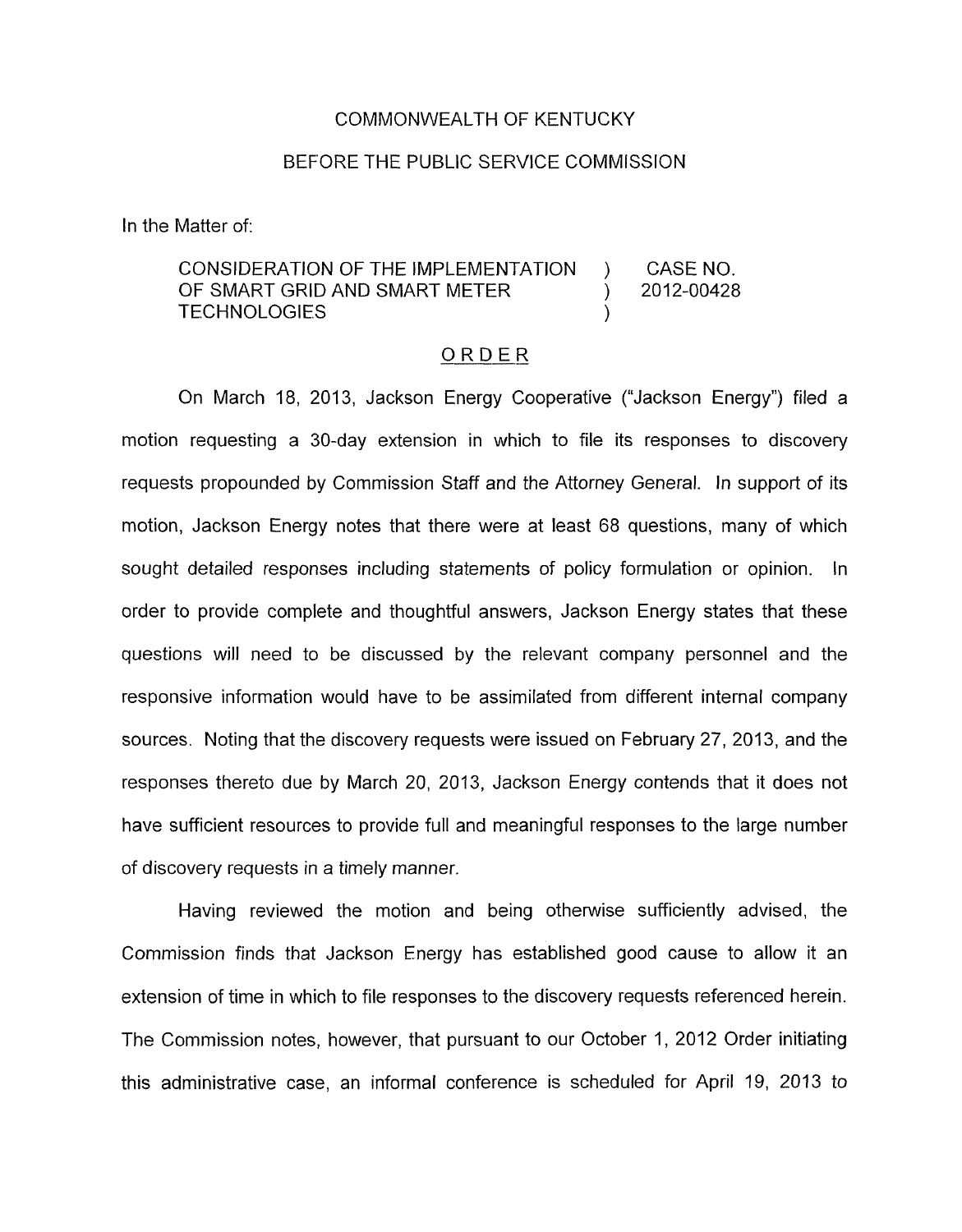COMMONWEALTH OF KENTUCKY

BEFORE THE PUBLIC SERVICE COMMISSION

In the Matter of:

| | | |
|---|---|---|
| CONSIDERATION OF THE IMPLEMENTATION OF SMART GRID AND SMART METER TECHNOLOGIES | ) ) ) | CASE NO. 2012-00428 |

ORDER

On March 18, 2013, Jackson Energy Cooperative ("Jackson Energy") filed a motion requesting a 30-day extension in which to file its responses to discovery requests propounded by Commission Staff and the Attorney General. In support of its motion, Jackson Energy notes that there were at least 68 questions, many of which sought detailed responses including statements of policy formulation or opinion. In order to provide complete and thoughtful answers, Jackson Energy states that these questions will need to be discussed by the relevant company personnel and the responsive information would have to be assimilated from different internal company sources. Noting that the discovery requests were issued on February 27, 2013, and the responses thereto due by March 20, 2013, Jackson Energy contends that it does not have sufficient resources to provide full and meaningful responses to the large number of discovery requests in a timely manner.

Having reviewed the motion and being otherwise sufficiently advised, the Commission finds that Jackson Energy has established good cause to allow it an extension of time in which to file responses to the discovery requests referenced herein. The Commission notes, however, that pursuant to our October 1, 2012 Order initiating this administrative case, an informal conference is scheduled for April 19, 2013 to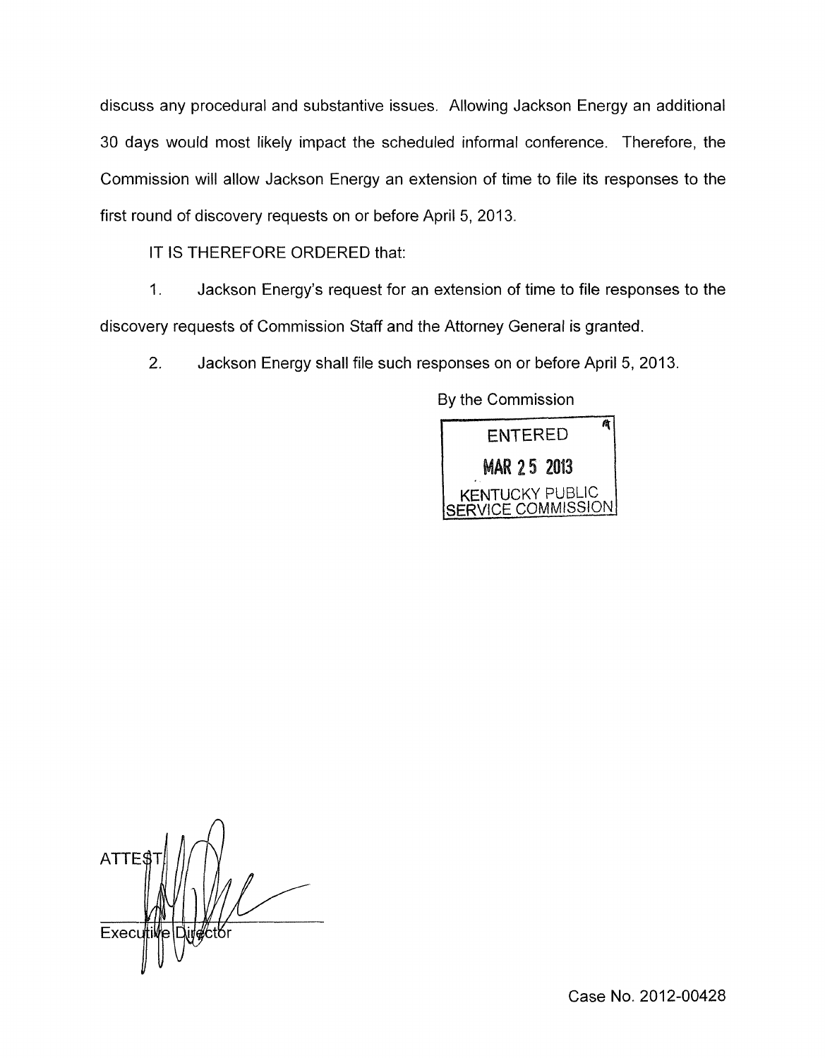discuss any procedural and substantive issues. Allowing Jackson Energy an additional 30 days would most likely impact the scheduled informal conference. Therefore, the Commission will allow Jackson Energy an extension of time to file its responses to the first round of discovery requests on or before April 5, 2013.

IT IS THEREFORE ORDERED that:

1. Jackson Energy's request for an extension of time to file responses to the discovery requests of Commission Staff and the Attorney General is granted.

2. Jackson Energy shall file such responses on or before April 5, 2013.

By the Commission

ENTERED
MAR 25 2013
KENTUCKY PUBLIC SERVICE COMMISSION

ATTEST:

Executive Director

Case No. 2012-00428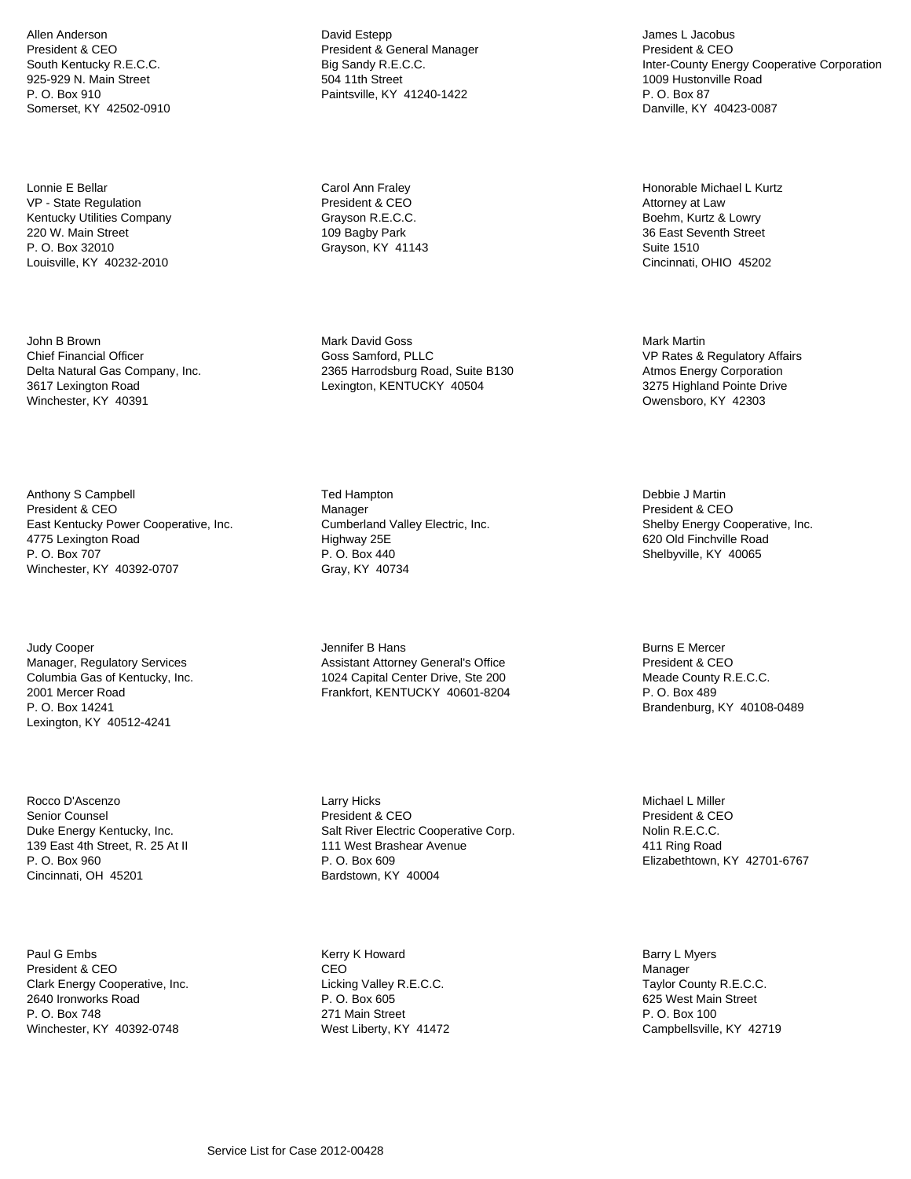Allen Anderson
President & CEO
South Kentucky R.E.C.C.
925-929 N. Main Street
P. O. Box 910
Somerset, KY  42502-0910

Lonnie E Bellar
VP - State Regulation
Kentucky Utilities Company
220 W. Main Street
P. O. Box 32010
Louisville, KY  40232-2010

John B Brown
Chief Financial Officer
Delta Natural Gas Company, Inc.
3617 Lexington Road
Winchester, KY  40391

Anthony S Campbell
President & CEO
East Kentucky Power Cooperative, Inc.
4775 Lexington Road
P. O. Box 707
Winchester, KY  40392-0707

Judy Cooper
Manager, Regulatory Services
Columbia Gas of Kentucky, Inc.
2001 Mercer Road
P. O. Box 14241
Lexington, KY  40512-4241

Rocco D'Ascenzo
Senior Counsel
Duke Energy Kentucky, Inc.
139 East 4th Street, R. 25 At II
P. O. Box 960
Cincinnati, OH  45201

Paul G Embs
President & CEO
Clark Energy Cooperative, Inc.
2640 Ironworks Road
P. O. Box 748
Winchester, KY  40392-0748

David Estepp
President & General Manager
Big Sandy R.E.C.C.
504 11th Street
Paintsville, KY  41240-1422

Carol Ann Fraley
President & CEO
Grayson R.E.C.C.
109 Bagby Park
Grayson, KY  41143

Mark David Goss
Goss Samford, PLLC
2365 Harrodsburg Road, Suite B130
Lexington, KENTUCKY  40504

Ted Hampton
Manager
Cumberland Valley Electric, Inc.
Highway 25E
P. O. Box 440
Gray, KY  40734

Jennifer B Hans
Assistant Attorney General's Office
1024 Capital Center Drive, Ste 200
Frankfort, KENTUCKY  40601-8204

Larry Hicks
President & CEO
Salt River Electric Cooperative Corp.
111 West Brashear Avenue
P. O. Box 609
Bardstown, KY  40004

Kerry K Howard
CEO
Licking Valley R.E.C.C.
P. O. Box 605
271 Main Street
West Liberty, KY  41472

James L Jacobus
President & CEO
Inter-County Energy Cooperative Corporation
1009 Hustonville Road
P. O. Box 87
Danville, KY  40423-0087

Honorable Michael L Kurtz
Attorney at Law
Boehm, Kurtz & Lowry
36 East Seventh Street
Suite 1510
Cincinnati, OHIO  45202

Mark Martin
VP Rates & Regulatory Affairs
Atmos Energy Corporation
3275 Highland Pointe Drive
Owensboro, KY  42303

Debbie J Martin
President & CEO
Shelby Energy Cooperative, Inc.
620 Old Finchville Road
Shelbyville, KY  40065

Burns E Mercer
President & CEO
Meade County R.E.C.C.
P. O. Box 489
Brandenburg, KY  40108-0489

Michael L Miller
President & CEO
Nolin R.E.C.C.
411 Ring Road
Elizabethtown, KY  42701-6767

Barry L Myers
Manager
Taylor County R.E.C.C.
625 West Main Street
P. O. Box 100
Campbellsville, KY  42719

Service List for Case 2012-00428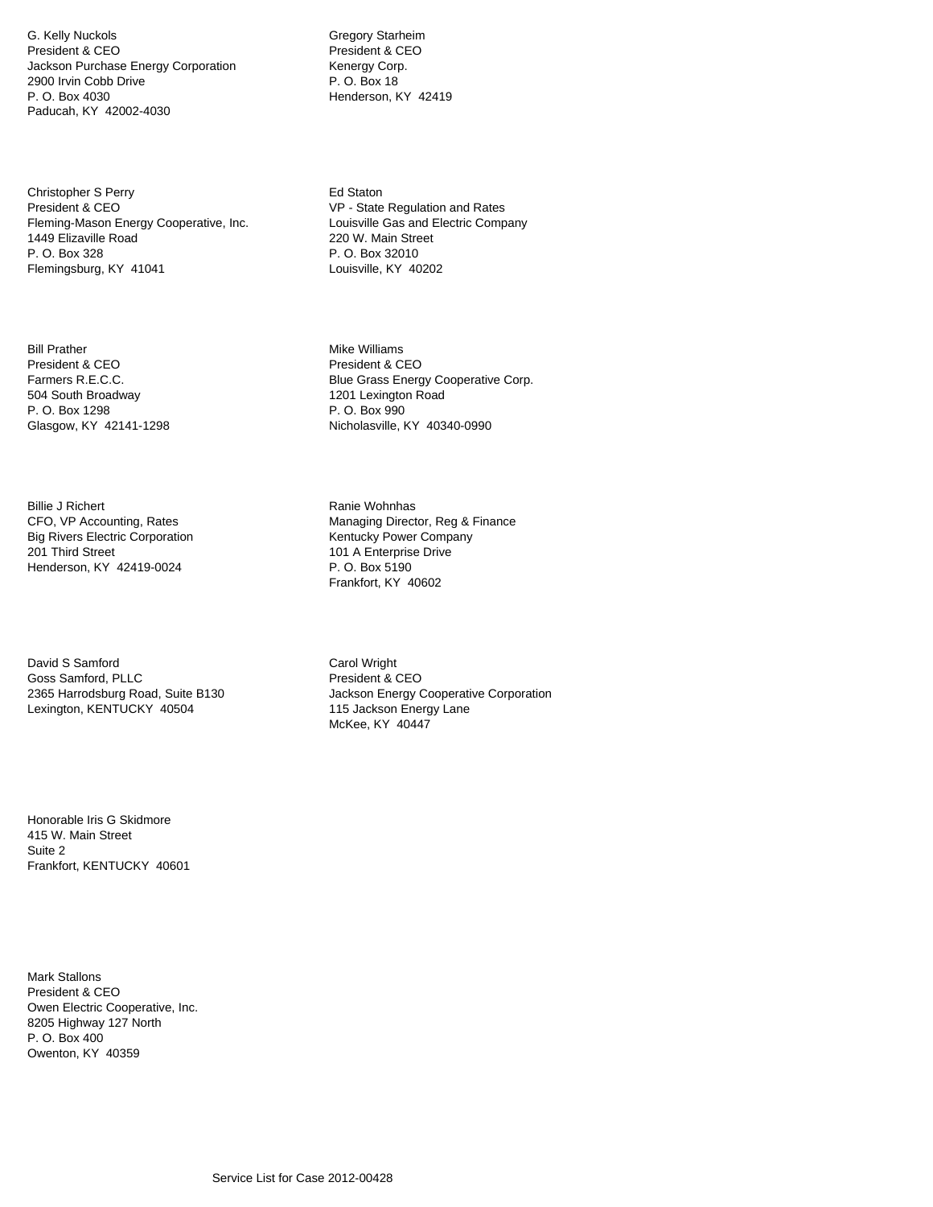G. Kelly Nuckols
President & CEO
Jackson Purchase Energy Corporation
2900 Irvin Cobb Drive
P. O. Box 4030
Paducah, KY 42002-4030

Gregory Starheim
President & CEO
Kenergy Corp.
P. O. Box 18
Henderson, KY 42419

Christopher S Perry
President & CEO
Fleming-Mason Energy Cooperative, Inc.
1449 Elizaville Road
P. O. Box 328
Flemingsburg, KY 41041

Ed Staton
VP - State Regulation and Rates
Louisville Gas and Electric Company
220 W. Main Street
P. O. Box 32010
Louisville, KY 40202

Bill Prather
President & CEO
Farmers R.E.C.C.
504 South Broadway
P. O. Box 1298
Glasgow, KY 42141-1298

Mike Williams
President & CEO
Blue Grass Energy Cooperative Corp.
1201 Lexington Road
P. O. Box 990
Nicholasville, KY 40340-0990

Billie J Richert
CFO, VP Accounting, Rates
Big Rivers Electric Corporation
201 Third Street
Henderson, KY 42419-0024

Ranie Wohnhas
Managing Director, Reg & Finance
Kentucky Power Company
101 A Enterprise Drive
P. O. Box 5190
Frankfort, KY 40602

David S Samford
Goss Samford, PLLC
2365 Harrodsburg Road, Suite B130
Lexington, KENTUCKY 40504

Carol Wright
President & CEO
Jackson Energy Cooperative Corporation
115 Jackson Energy Lane
McKee, KY 40447

Honorable Iris G Skidmore
415 W. Main Street
Suite 2
Frankfort, KENTUCKY 40601

Mark Stallons
President & CEO
Owen Electric Cooperative, Inc.
8205 Highway 127 North
P. O. Box 400
Owenton, KY 40359

Service List for Case 2012-00428